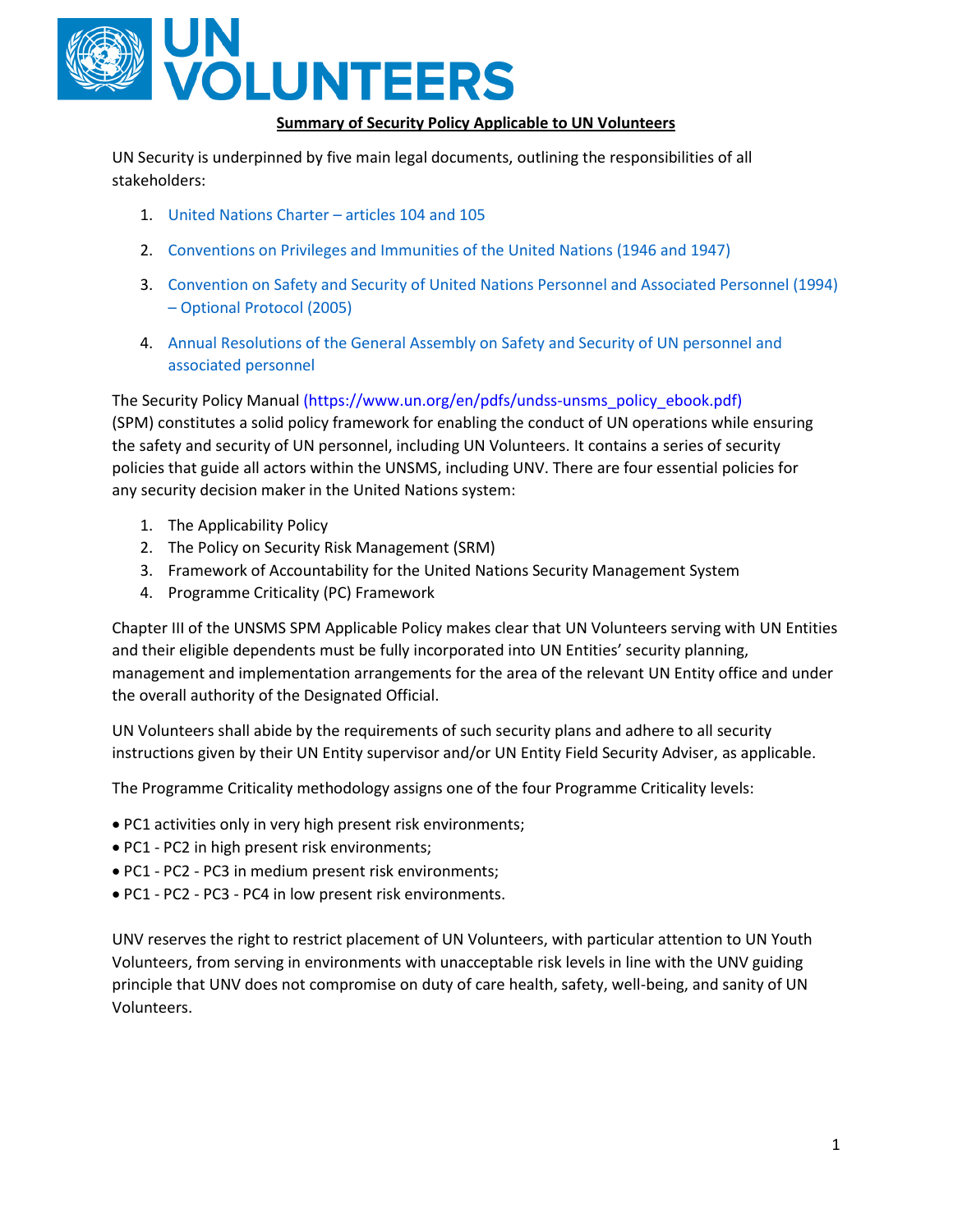# UN VOLUNTEERS

**Summary of Security Policy Applicable to UN Volunteers**

UN Security is underpinned by five main legal documents, outlining the responsibilities of all stakeholders:

1. United Nations Charter – articles 104 and 105
2. Conventions on Privileges and Immunities of the United Nations (1946 and 1947)
3. Convention on Safety and Security of United Nations Personnel and Associated Personnel (1994) – Optional Protocol (2005)
4. Annual Resolutions of the General Assembly on Safety and Security of UN personnel and associated personnel

The Security Policy Manual (https://www.un.org/en/pdfs/undss-unsms_policy_ebook.pdf) (SPM) constitutes a solid policy framework for enabling the conduct of UN operations while ensuring the safety and security of UN personnel, including UN Volunteers. It contains a series of security policies that guide all actors within the UNSMS, including UNV. There are four essential policies for any security decision maker in the United Nations system:

1. The Applicability Policy
2. The Policy on Security Risk Management (SRM)
3. Framework of Accountability for the United Nations Security Management System
4. Programme Criticality (PC) Framework

Chapter III of the UNSMS SPM Applicable Policy makes clear that UN Volunteers serving with UN Entities and their eligible dependents must be fully incorporated into UN Entities' security planning, management and implementation arrangements for the area of the relevant UN Entity office and under the overall authority of the Designated Official.

UN Volunteers shall abide by the requirements of such security plans and adhere to all security instructions given by their UN Entity supervisor and/or UN Entity Field Security Adviser, as applicable.

The Programme Criticality methodology assigns one of the four Programme Criticality levels:

- PC1 activities only in very high present risk environments;
- PC1 - PC2 in high present risk environments;
- PC1 - PC2 - PC3 in medium present risk environments;
- PC1 - PC2 - PC3 - PC4 in low present risk environments.

UNV reserves the right to restrict placement of UN Volunteers, with particular attention to UN Youth Volunteers, from serving in environments with unacceptable risk levels in line with the UNV guiding principle that UNV does not compromise on duty of care health, safety, well-being, and sanity of UN Volunteers.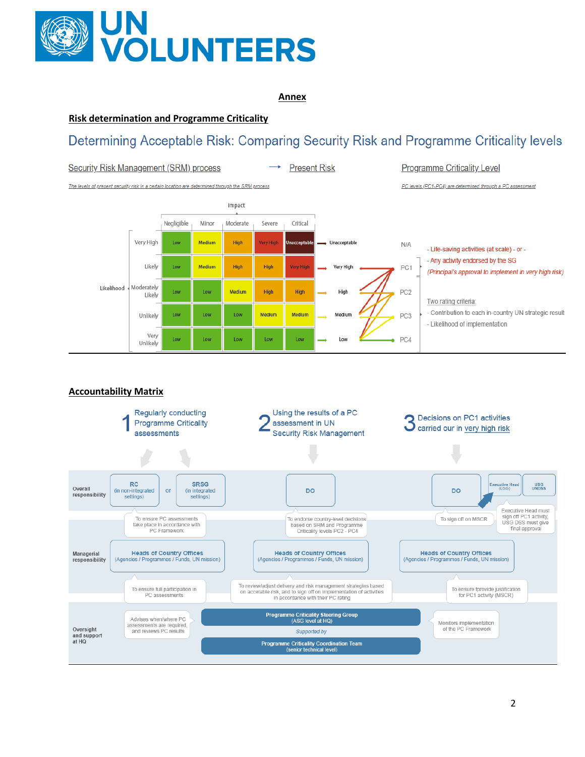## Annex

### Risk determination and Programme Criticality

# Determining Acceptable Risk: Comparing Security Risk and Programme Criticality levels

Security Risk Management (SRM) process → Present Risk

*The levels of present security risk in a certain location are determined through the SRM process*

Programme Criticality Level

*PC levels (PC1-PC4) are determined through a PC assessment*

Impact

| Likelihood | Negligible | Minor | Moderate | Severe | Critical | Present Risk |
|---|---|---|---|---|---|---|
| Very High | Low | Medium | High | Very High | Unacceptable | Unacceptable |
| Likely | Low | Medium | High | High | Very High | Very High |
| Moderately Likely | Low | Low | Medium | High | High | High |
| Unlikely | Low | Low | Low | Medium | Medium | Medium |
| Very Unlikely | Low | Low | Low | Low | Low | Low |

N/A

PC1

PC2

PC3

PC4

- Life-saving activities (at scale) - or -
- Any activity endorsed by the SG

*(Principal's approval to implement in very high risk)*

Two rating criteria:

- Contribution to each in-country UN strategic result
- Likelihood of implementation

### Accountability Matrix

1 Regularly conducting Programme Criticality assessments

2 Using the results of a PC assessment in UN Security Risk Management

3 Decisions on PC1 activities carried our in very high risk

**Overall responsibility**

- 1: RC (in non-integrated settings) or SRSG (in integrated settings) — To ensure PC assessments take place in accordance with PC Framework
- 2: DO — To endorse country-level decisions based on SRM and Programme Criticality levels PC2 - PC4
- 3: DO — To sign off on MSCR; Executive Head (USG); USG UNDSS — Executive Head must sign off PC1 activity, USG DSS must give final approval

**Managerial responsibility**

- 1: Heads of Country Offices (Agencies / Programmes / Funds, UN mission) — To ensure full participation in PC assessments
- 2: Heads of Country Offices (Agencies / Programmes / Funds, UN mission) — To review/adjust delivery and risk management strategies based on acceptable risk, and to sign off on implementation of activities in accordance with their PC rating
- 3: Heads of Country Offices (Agencies / Programmes / Funds, UN mission) — To ensure fprovide justification for PC1 activity (MSCR)

**Oversight and support at HQ**

- Advises when/where PC assessments are required, and reviews PC results
- Programme Criticality Steering Group (ASG level at HQ)
  - *Supported by*
- Programme Criticality Coordination Team (senior technical level)
- Monitors implementation of the PC Framework